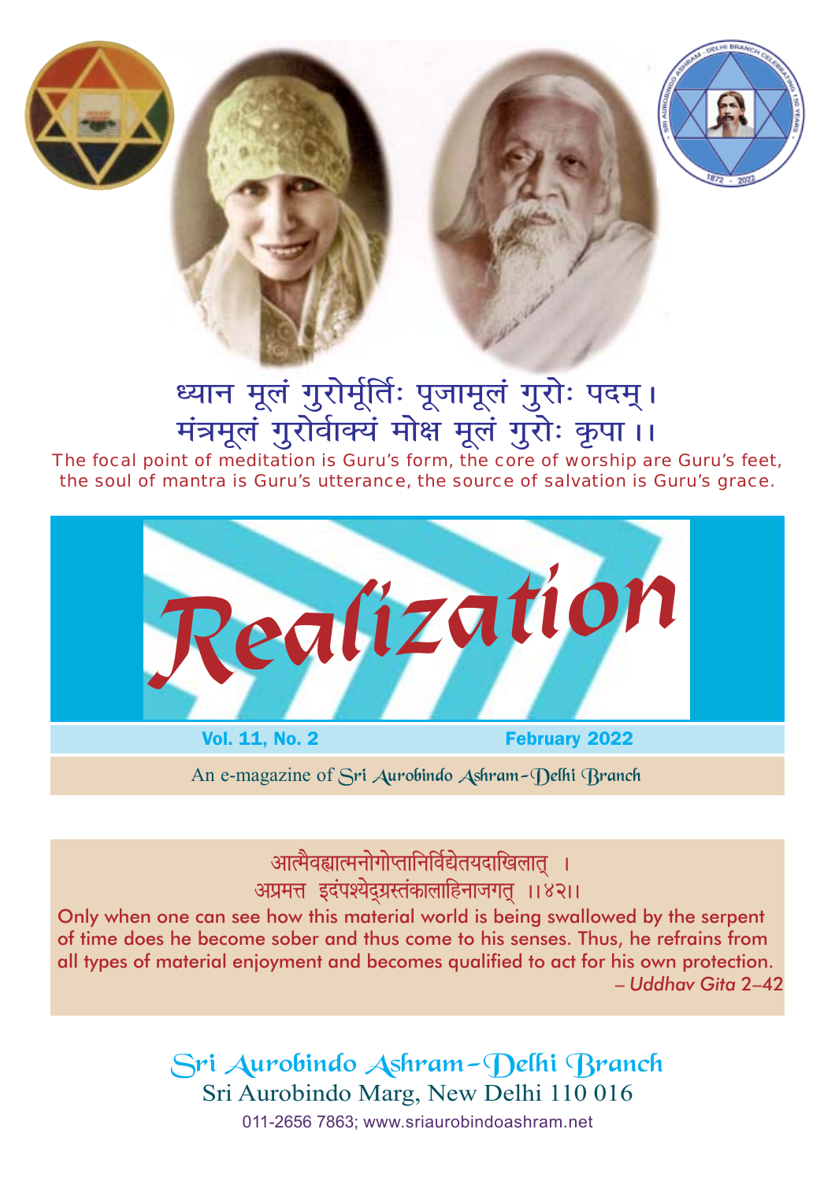ध्यान मूलं गुरोर्मूर्तिः पूजामूलं गुरोः पदम्।
मंत्रमूलं गुरोर्वाक्यं मोक्ष मूलं गुरोः कृपा ।।

The focal point of meditation is Guru's form, the core of worship are Guru's feet, the soul of mantra is Guru's utterance, the source of salvation is Guru's grace.

# Realization

**Vol. 11, No. 2** **February 2022**

An e-magazine of Sri Aurobindo Ashram–Delhi Branch

आत्मैवह्यात्मनोगोप्तानिर्विद्येतयदाखिलात् ।
अप्रमत्त इदंपश्येद्ग्रस्तंकालाहिनाजगत् ।।४२।।

Only when one can see how this material world is being swallowed by the serpent of time does he become sober and thus come to his senses. Thus, he refrains from all types of material enjoyment and becomes qualified to act for his own protection.

– *Uddhav Gita* 2–42

Sri Aurobindo Ashram–Delhi Branch
Sri Aurobindo Marg, New Delhi 110 016
011-2656 7863; www.sriaurobindoashram.net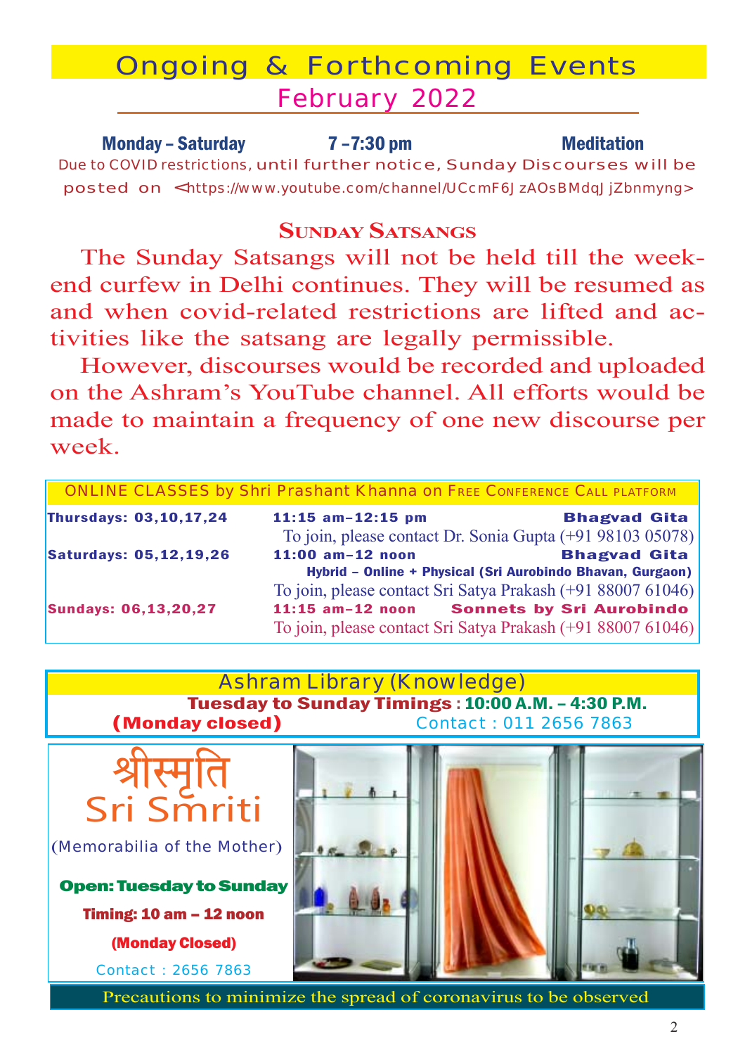# Ongoing & Forthcoming Events

## February 2022

**Monday – Saturday** **7 –7:30 pm** **Meditation**

Due to COVID restrictions, until further notice, Sunday Discourses will be posted on <https://www.youtube.com/channel/UCcmF6JzAOsBMdqJjZbnmyng>

### Sunday Satsangs

The Sunday Satsangs will not be held till the weekend curfew in Delhi continues. They will be resumed as and when covid-related restrictions are lifted and activities like the satsang are legally permissible.

However, discourses would be recorded and uploaded on the Ashram's YouTube channel. All efforts would be made to maintain a frequency of one new discourse per week.

### ONLINE CLASSES by Shri Prashant Khanna on Free Conference Call platform

| | | |
|---|---|---|
| **Thursdays: 03,10,17,24** | **11:15 am–12:15 pm** | **Bhagvad Gita** |
| | To join, please contact Dr. Sonia Gupta (+91 98103 05078) | |
| **Saturdays: 05,12,19,26** | **11:00 am–12 noon** | **Bhagvad Gita** |
| | **Hybrid – Online + Physical (Sri Aurobindo Bhavan, Gurgaon)** | |
| | To join, please contact Sri Satya Prakash (+91 88007 61046) | |
| **Sundays: 06,13,20,27** | **11:15 am–12 noon** | **Sonnets by Sri Aurobindo** |
| | To join, please contact Sri Satya Prakash (+91 88007 61046) | |

### Ashram Library (Knowledge)

**Tuesday to Sunday Timings : 10:00 A.M. – 4:30 P.M.**
**(Monday closed)** Contact : 011 2656 7863

### श्रीस्मृति Sri Smriti

(Memorabilia of the Mother)

**Open: Tuesday to Sunday**
**Timing: 10 am – 12 noon**
**(Monday Closed)**
Contact : 2656 7863

Precautions to minimize the spread of coronavirus to be observed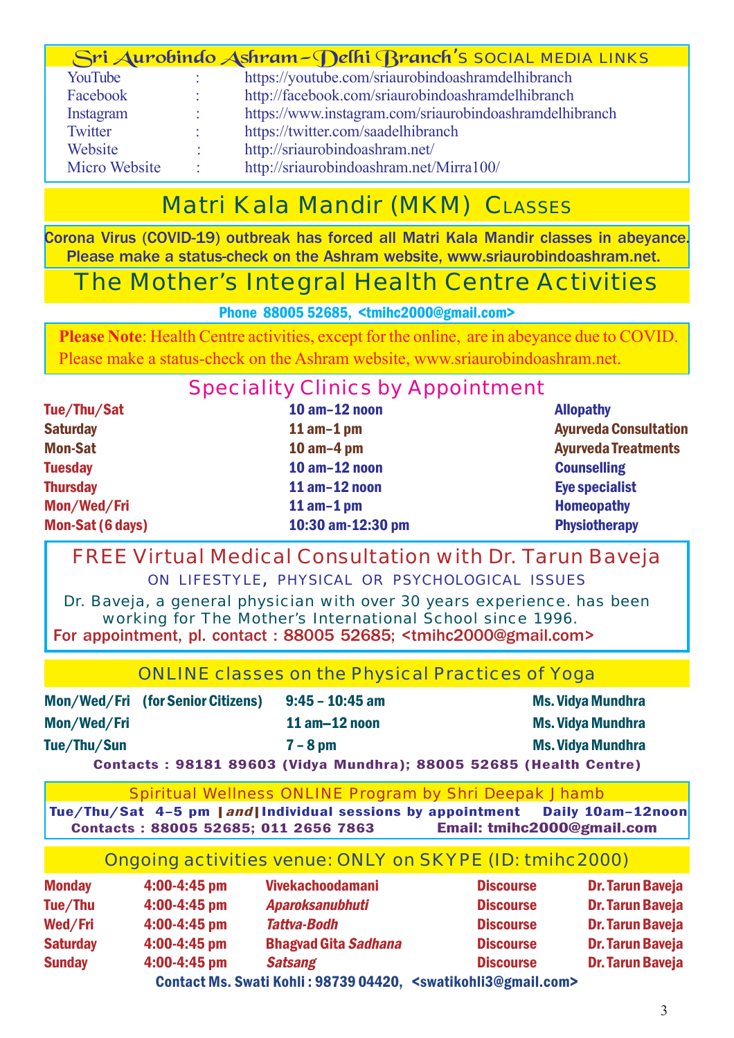## Sri Aurobindo Ashram–Delhi Branch's SOCIAL MEDIA LINKS

| | | |
|---|---|---|
| YouTube | : | https://youtube.com/sriaurobindoashramdelhibranch |
| Facebook | : | http://facebook.com/sriaurobindoashramdelhibranch |
| Instagram | : | https://www.instagram.com/sriaurobindoashramdelhibranch |
| Twitter | : | https://twitter.com/saadelhibranch |
| Website | : | http://sriaurobindoashram.net/ |
| Micro Website | : | http://sriaurobindoashram.net/Mirra100/ |

## Matri Kala Mandir (MKM) Classes

**Corona Virus (COVID-19) outbreak has forced all Matri Kala Mandir classes in abeyance. Please make a status-check on the Ashram website, www.sriaurobindoashram.net.**

## The Mother's Integral Health Centre Activities

**Phone 88005 52685, <tmihc2000@gmail.com>**

**Please Note**: Health Centre activities, except for the online, are in abeyance due to COVID. Please make a status-check on the Ashram website, www.sriaurobindoashram.net.

### Speciality Clinics by Appointment

| | | |
|---|---|---|
| Tue/Thu/Sat | 10 am–12 noon | Allopathy |
| Saturday | 11 am–1 pm | Ayurveda Consultation |
| Mon-Sat | 10 am–4 pm | Ayurveda Treatments |
| Tuesday | 10 am–12 noon | Counselling |
| Thursday | 11 am–12 noon | Eye specialist |
| Mon/Wed/Fri | 11 am–1 pm | Homeopathy |
| Mon-Sat (6 days) | 10:30 am-12:30 pm | Physiotherapy |

### FREE Virtual Medical Consultation with Dr. Tarun Baveja

ON LIFESTYLE, PHYSICAL OR PSYCHOLOGICAL ISSUES

Dr. Baveja, a general physician with over 30 years experience. has been working for The Mother's International School since 1996.

For appointment, pl. contact : 88005 52685; <tmihc2000@gmail.com>

### ONLINE classes on the Physical Practices of Yoga

| | | |
|---|---|---|
| Mon/Wed/Fri (for Senior Citizens) | 9:45 – 10:45 am | Ms. Vidya Mundhra |
| Mon/Wed/Fri | 11 am–12 noon | Ms. Vidya Mundhra |
| Tue/Thu/Sun | 7 – 8 pm | Ms. Vidya Mundhra |

Contacts : 98181 89603 (Vidya Mundhra); 88005 52685 (Health Centre)

### Spiritual Wellness ONLINE Program by Shri Deepak Jhamb

Tue/Thu/Sat 4–5 pm | *and* | Individual sessions by appointment Daily 10am–12noon

Contacts : 88005 52685; 011 2656 7863 Email: tmihc2000@gmail.com

### Ongoing activities venue: ONLY on SKYPE (ID: tmihc2000)

| | | | | |
|---|---|---|---|---|
| Monday | 4:00-4:45 pm | Vivekachoodamani | Discourse | Dr. Tarun Baveja |
| Tue/Thu | 4:00-4:45 pm | *Aparoksanubhuti* | Discourse | Dr. Tarun Baveja |
| Wed/Fri | 4:00-4:45 pm | *Tattva-Bodh* | Discourse | Dr. Tarun Baveja |
| Saturday | 4:00-4:45 pm | Bhagvad Gita *Sadhana* | Discourse | Dr. Tarun Baveja |
| Sunday | 4:00-4:45 pm | *Satsang* | Discourse | Dr. Tarun Baveja |

Contact Ms. Swati Kohli : 98739 04420, <swatikohli3@gmail.com>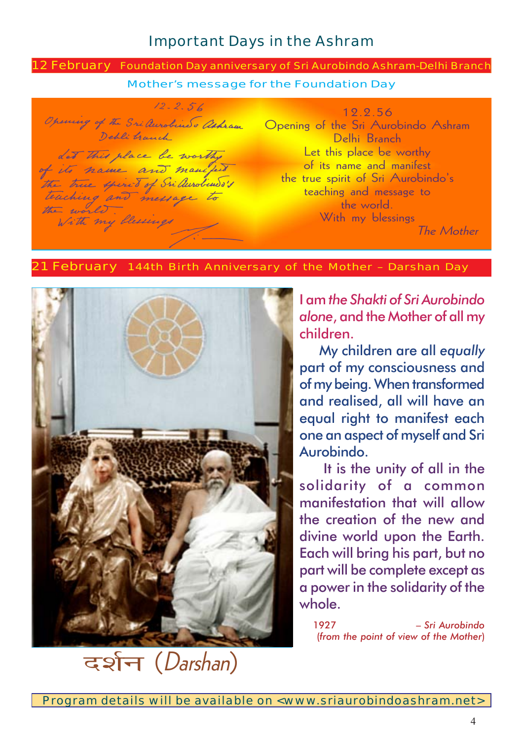# Important Days in the Ashram

## 12 February Foundation Day anniversary of Sri Aurobindo Ashram-Delhi Branch

### Mother's message for the Foundation Day

12.2.56
Opening of the Sri Aurobindo Ashram
Delhi Branch
Let this place be worthy
of its name and manifest
the true spirit of Sri Aurobindo's
teaching and message to
the world.
With my blessings
*The Mother*

## 21 February 144th Birth Anniversary of the Mother – Darshan Day

I am *the Shakti of Sri Aurobindo alone*, and the Mother of all my children.

My children are all *equally* part of my consciousness and of my being. When transformed and realised, all will have an equal right to manifest each one an aspect of myself and Sri Aurobindo.

It is the unity of all in the solidarity of a common manifestation that will allow the creation of the new and divine world upon the Earth. Each will bring his part, but no part will be complete except as a power in the solidarity of the whole.

1927 *– Sri Aurobindo*
*(from the point of view of the Mother)*

दर्शन (*Darshan*)

Program details will be available on <www.sriaurobindoashram.net>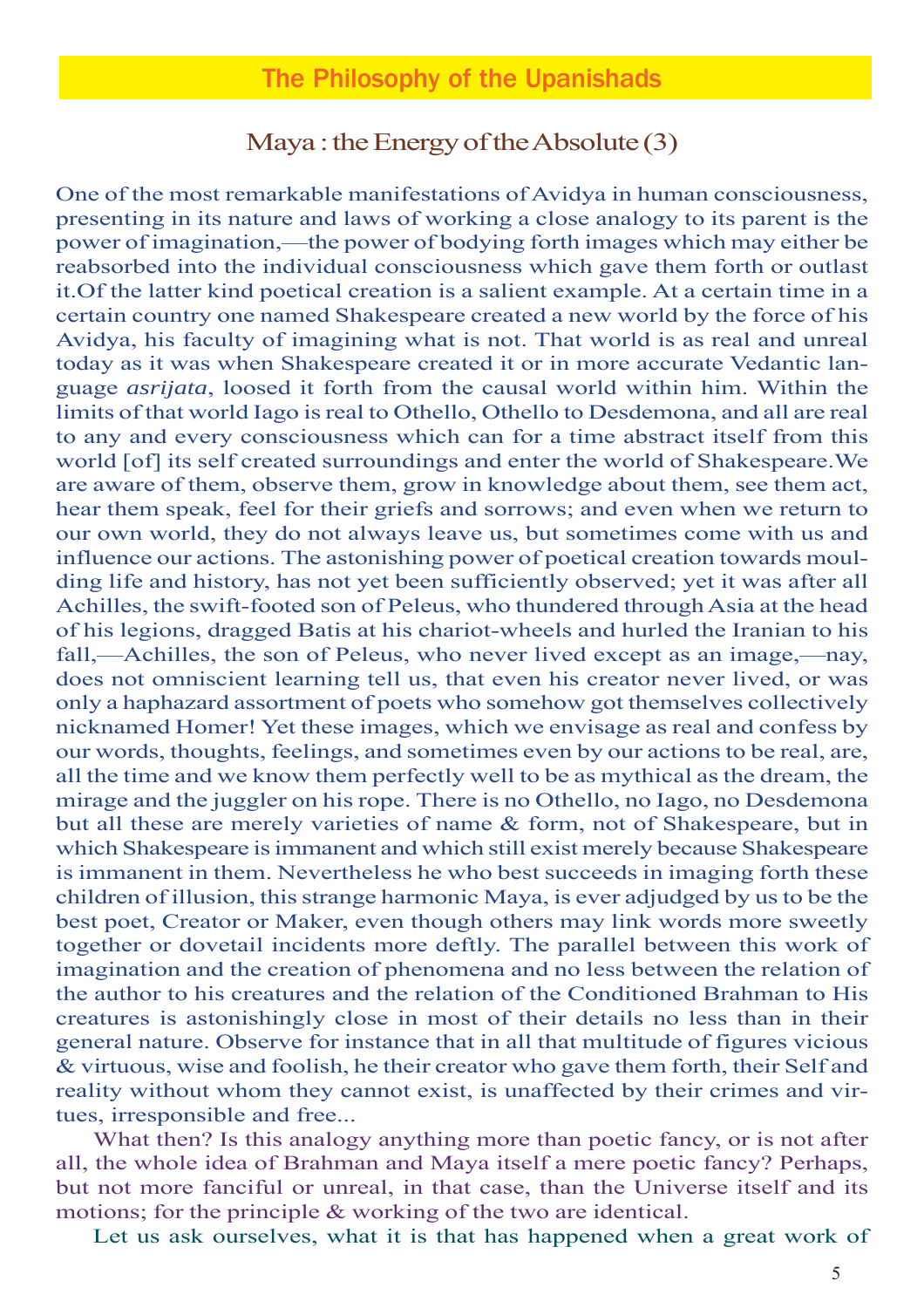## The Philosophy of the Upanishads

### Maya : the Energy of the Absolute (3)

One of the most remarkable manifestations of Avidya in human consciousness, presenting in its nature and laws of working a close analogy to its parent is the power of imagination,—the power of bodying forth images which may either be reabsorbed into the individual consciousness which gave them forth or outlast it.Of the latter kind poetical creation is a salient example. At a certain time in a certain country one named Shakespeare created a new world by the force of his Avidya, his faculty of imagining what is not. That world is as real and unreal today as it was when Shakespeare created it or in more accurate Vedantic language *asrijata*, loosed it forth from the causal world within him. Within the limits of that world Iago is real to Othello, Othello to Desdemona, and all are real to any and every consciousness which can for a time abstract itself from this world [of] its self created surroundings and enter the world of Shakespeare.We are aware of them, observe them, grow in knowledge about them, see them act, hear them speak, feel for their griefs and sorrows; and even when we return to our own world, they do not always leave us, but sometimes come with us and influence our actions. The astonishing power of poetical creation towards moulding life and history, has not yet been sufficiently observed; yet it was after all Achilles, the swift-footed son of Peleus, who thundered through Asia at the head of his legions, dragged Batis at his chariot-wheels and hurled the Iranian to his fall,—Achilles, the son of Peleus, who never lived except as an image,—nay, does not omniscient learning tell us, that even his creator never lived, or was only a haphazard assortment of poets who somehow got themselves collectively nicknamed Homer! Yet these images, which we envisage as real and confess by our words, thoughts, feelings, and sometimes even by our actions to be real, are, all the time and we know them perfectly well to be as mythical as the dream, the mirage and the juggler on his rope. There is no Othello, no Iago, no Desdemona but all these are merely varieties of name & form, not of Shakespeare, but in which Shakespeare is immanent and which still exist merely because Shakespeare is immanent in them. Nevertheless he who best succeeds in imaging forth these children of illusion, this strange harmonic Maya, is ever adjudged by us to be the best poet, Creator or Maker, even though others may link words more sweetly together or dovetail incidents more deftly. The parallel between this work of imagination and the creation of phenomena and no less between the relation of the author to his creatures and the relation of the Conditioned Brahman to His creatures is astonishingly close in most of their details no less than in their general nature. Observe for instance that in all that multitude of figures vicious & virtuous, wise and foolish, he their creator who gave them forth, their Self and reality without whom they cannot exist, is unaffected by their crimes and virtues, irresponsible and free...

What then? Is this analogy anything more than poetic fancy, or is not after all, the whole idea of Brahman and Maya itself a mere poetic fancy? Perhaps, but not more fanciful or unreal, in that case, than the Universe itself and its motions; for the principle & working of the two are identical.

Let us ask ourselves, what it is that has happened when a great work of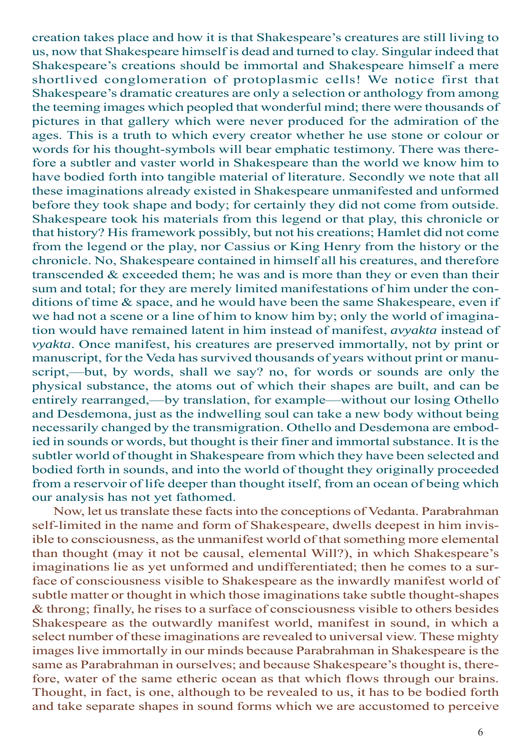creation takes place and how it is that Shakespeare's creatures are still living to us, now that Shakespeare himself is dead and turned to clay. Singular indeed that Shakespeare's creations should be immortal and Shakespeare himself a mere shortlived conglomeration of protoplasmic cells! We notice first that Shakespeare's dramatic creatures are only a selection or anthology from among the teeming images which peopled that wonderful mind; there were thousands of pictures in that gallery which were never produced for the admiration of the ages. This is a truth to which every creator whether he use stone or colour or words for his thought-symbols will bear emphatic testimony. There was therefore a subtler and vaster world in Shakespeare than the world we know him to have bodied forth into tangible material of literature. Secondly we note that all these imaginations already existed in Shakespeare unmanifested and unformed before they took shape and body; for certainly they did not come from outside. Shakespeare took his materials from this legend or that play, this chronicle or that history? His framework possibly, but not his creations; Hamlet did not come from the legend or the play, nor Cassius or King Henry from the history or the chronicle. No, Shakespeare contained in himself all his creatures, and therefore transcended & exceeded them; he was and is more than they or even than their sum and total; for they are merely limited manifestations of him under the conditions of time & space, and he would have been the same Shakespeare, even if we had not a scene or a line of him to know him by; only the world of imagination would have remained latent in him instead of manifest, *avyakta* instead of *vyakta*. Once manifest, his creatures are preserved immortally, not by print or manuscript, for the Veda has survived thousands of years without print or manuscript,—but, by words, shall we say? no, for words or sounds are only the physical substance, the atoms out of which their shapes are built, and can be entirely rearranged,—by translation, for example—without our losing Othello and Desdemona, just as the indwelling soul can take a new body without being necessarily changed by the transmigration. Othello and Desdemona are embodied in sounds or words, but thought is their finer and immortal substance. It is the subtler world of thought in Shakespeare from which they have been selected and bodied forth in sounds, and into the world of thought they originally proceeded from a reservoir of life deeper than thought itself, from an ocean of being which our analysis has not yet fathomed.

Now, let us translate these facts into the conceptions of Vedanta. Parabrahman self-limited in the name and form of Shakespeare, dwells deepest in him invisible to consciousness, as the unmanifest world of that something more elemental than thought (may it not be causal, elemental Will?), in which Shakespeare's imaginations lie as yet unformed and undifferentiated; then he comes to a surface of consciousness visible to Shakespeare as the inwardly manifest world of subtle matter or thought in which those imaginations take subtle thought-shapes & throng; finally, he rises to a surface of consciousness visible to others besides Shakespeare as the outwardly manifest world, manifest in sound, in which a select number of these imaginations are revealed to universal view. These mighty images live immortally in our minds because Parabrahman in Shakespeare is the same as Parabrahman in ourselves; and because Shakespeare's thought is, therefore, water of the same etheric ocean as that which flows through our brains. Thought, in fact, is one, although to be revealed to us, it has to be bodied forth and take separate shapes in sound forms which we are accustomed to perceive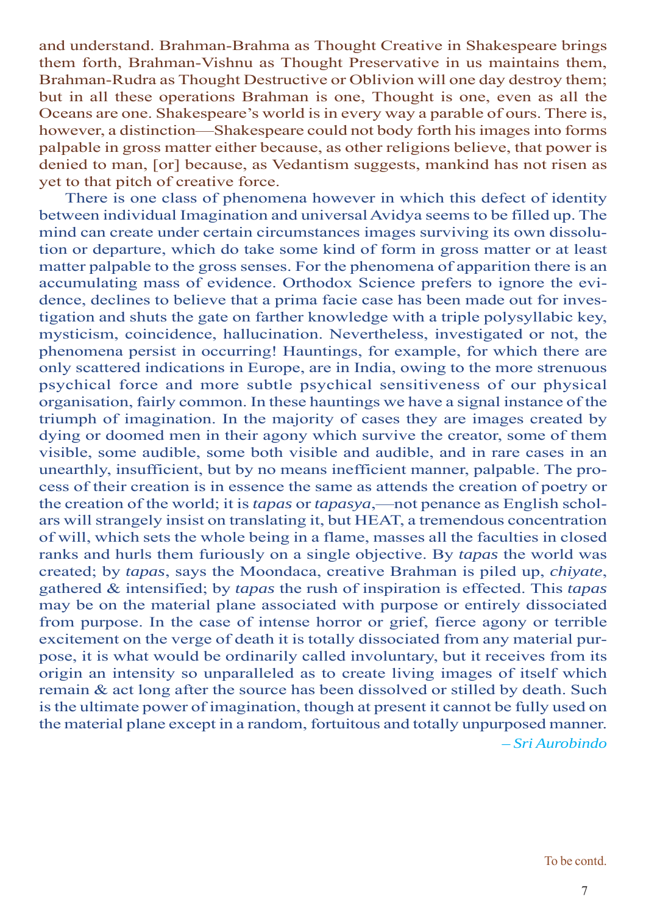and understand. Brahman-Brahma as Thought Creative in Shakespeare brings them forth, Brahman-Vishnu as Thought Preservative in us maintains them, Brahman-Rudra as Thought Destructive or Oblivion will one day destroy them; but in all these operations Brahman is one, Thought is one, even as all the Oceans are one. Shakespeare's world is in every way a parable of ours. There is, however, a distinction—Shakespeare could not body forth his images into forms palpable in gross matter either because, as other religions believe, that power is denied to man, [or] because, as Vedantism suggests, mankind has not risen as yet to that pitch of creative force.

There is one class of phenomena however in which this defect of identity between individual Imagination and universal Avidya seems to be filled up. The mind can create under certain circumstances images surviving its own dissolution or departure, which do take some kind of form in gross matter or at least matter palpable to the gross senses. For the phenomena of apparition there is an accumulating mass of evidence. Orthodox Science prefers to ignore the evidence, declines to believe that a prima facie case has been made out for investigation and shuts the gate on farther knowledge with a triple polysyllabic key, mysticism, coincidence, hallucination. Nevertheless, investigated or not, the phenomena persist in occurring! Hauntings, for example, for which there are only scattered indications in Europe, are in India, owing to the more strenuous psychical force and more subtle psychical sensitiveness of our physical organisation, fairly common. In these hauntings we have a signal instance of the triumph of imagination. In the majority of cases they are images created by dying or doomed men in their agony which survive the creator, some of them visible, some audible, some both visible and audible, and in rare cases in an unearthly, insufficient, but by no means inefficient manner, palpable. The process of their creation is in essence the same as attends the creation of poetry or the creation of the world; it is *tapas* or *tapasya*,—not penance as English scholars will strangely insist on translating it, but HEAT, a tremendous concentration of will, which sets the whole being in a flame, masses all the faculties in closed ranks and hurls them furiously on a single objective. By *tapas* the world was created; by *tapas*, says the Moondaca, creative Brahman is piled up, *chiyate*, gathered & intensified; by *tapas* the rush of inspiration is effected. This *tapas* may be on the material plane associated with purpose or entirely dissociated from purpose. In the case of intense horror or grief, fierce agony or terrible excitement on the verge of death it is totally dissociated from any material purpose, it is what would be ordinarily called involuntary, but it receives from its origin an intensity so unparalleled as to create living images of itself which remain & act long after the source has been dissolved or stilled by death. Such is the ultimate power of imagination, though at present it cannot be fully used on the material plane except in a random, fortuitous and totally unpurposed manner.

*– Sri Aurobindo*

To be contd.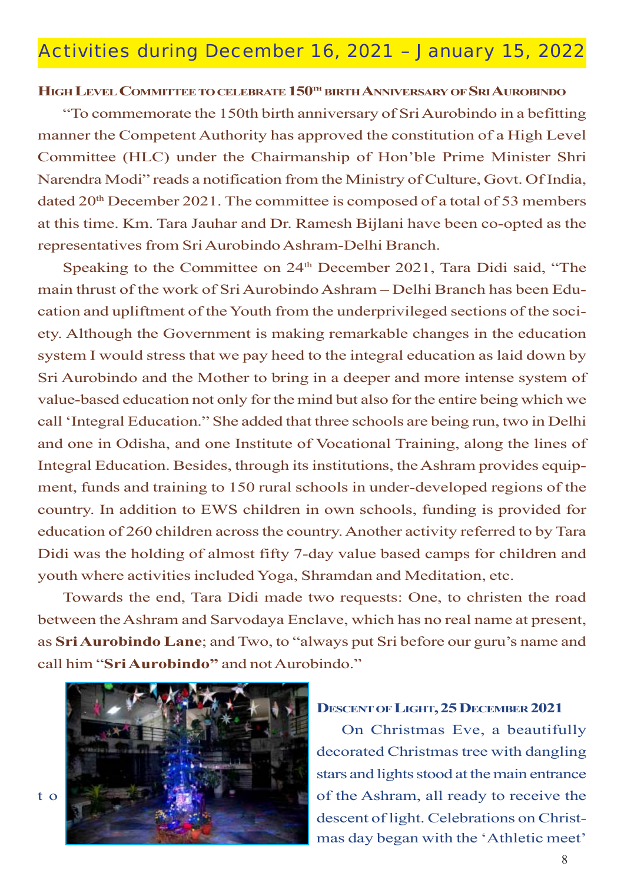# Activities during December 16, 2021 – January 15, 2022

## High Level Committee to celebrate 150th birth Anniversary of Sri Aurobindo

"To commemorate the 150th birth anniversary of Sri Aurobindo in a befitting manner the Competent Authority has approved the constitution of a High Level Committee (HLC) under the Chairmanship of Hon'ble Prime Minister Shri Narendra Modi" reads a notification from the Ministry of Culture, Govt. Of India, dated 20th December 2021. The committee is composed of a total of 53 members at this time. Km. Tara Jauhar and Dr. Ramesh Bijlani have been co-opted as the representatives from Sri Aurobindo Ashram-Delhi Branch.

Speaking to the Committee on 24th December 2021, Tara Didi said, "The main thrust of the work of Sri Aurobindo Ashram – Delhi Branch has been Education and upliftment of the Youth from the underprivileged sections of the society. Although the Government is making remarkable changes in the education system I would stress that we pay heed to the integral education as laid down by Sri Aurobindo and the Mother to bring in a deeper and more intense system of value-based education not only for the mind but also for the entire being which we call 'Integral Education." She added that three schools are being run, two in Delhi and one in Odisha, and one Institute of Vocational Training, along the lines of Integral Education. Besides, through its institutions, the Ashram provides equipment, funds and training to 150 rural schools in under-developed regions of the country. In addition to EWS children in own schools, funding is provided for education of 260 children across the country. Another activity referred to by Tara Didi was the holding of almost fifty 7-day value based camps for children and youth where activities included Yoga, Shramdan and Meditation, etc.

Towards the end, Tara Didi made two requests: One, to christen the road between the Ashram and Sarvodaya Enclave, which has no real name at present, as **Sri Aurobindo Lane**; and Two, to "always put Sri before our guru's name and call him "**Sri Aurobindo"** and not Aurobindo."

## Descent of Light, 25 December 2021

On Christmas Eve, a beautifully decorated Christmas tree with dangling stars and lights stood at the main entrance of the Ashram, all ready to receive the descent of light. Celebrations on Christmas day began with the 'Athletic meet' to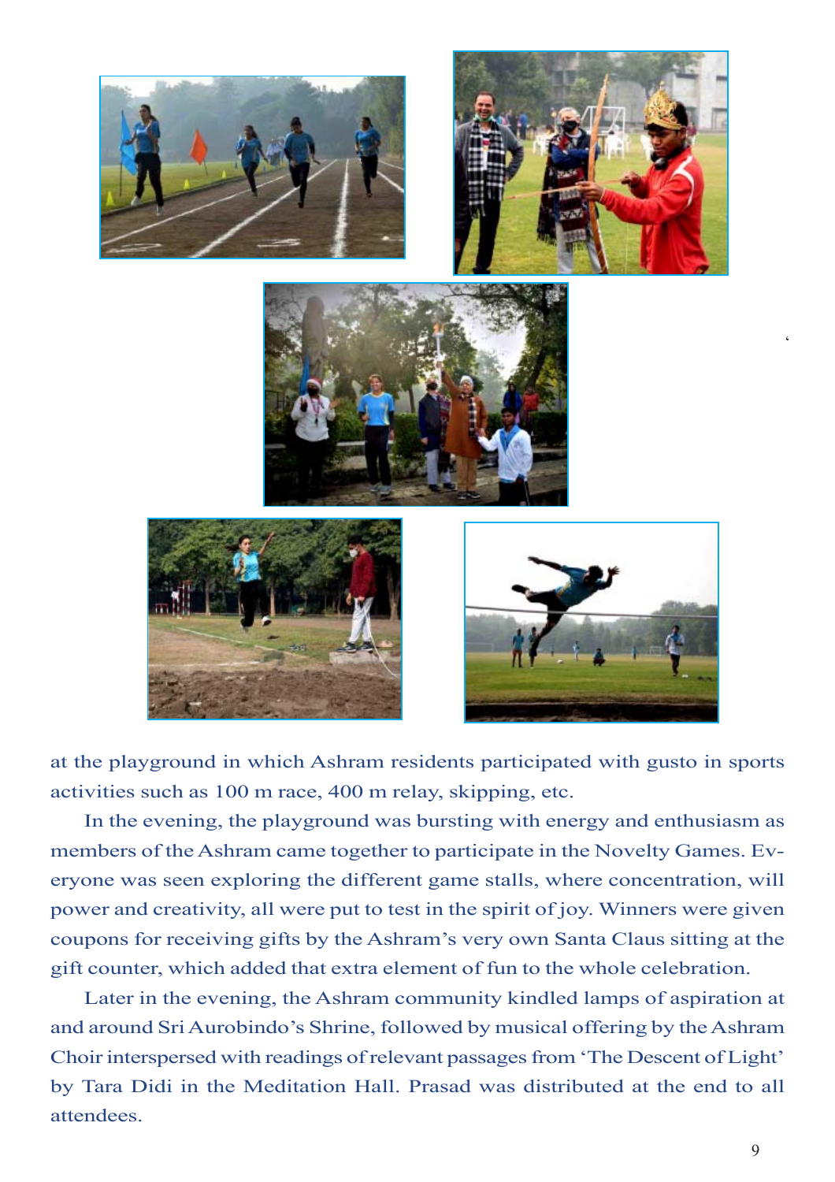at the playground in which Ashram residents participated with gusto in sports activities such as 100 m race, 400 m relay, skipping, etc.

In the evening, the playground was bursting with energy and enthusiasm as members of the Ashram came together to participate in the Novelty Games. Everyone was seen exploring the different game stalls, where concentration, will power and creativity, all were put to test in the spirit of joy. Winners were given coupons for receiving gifts by the Ashram's very own Santa Claus sitting at the gift counter, which added that extra element of fun to the whole celebration.

Later in the evening, the Ashram community kindled lamps of aspiration at and around Sri Aurobindo's Shrine, followed by musical offering by the Ashram Choir interspersed with readings of relevant passages from 'The Descent of Light' by Tara Didi in the Meditation Hall. Prasad was distributed at the end to all attendees.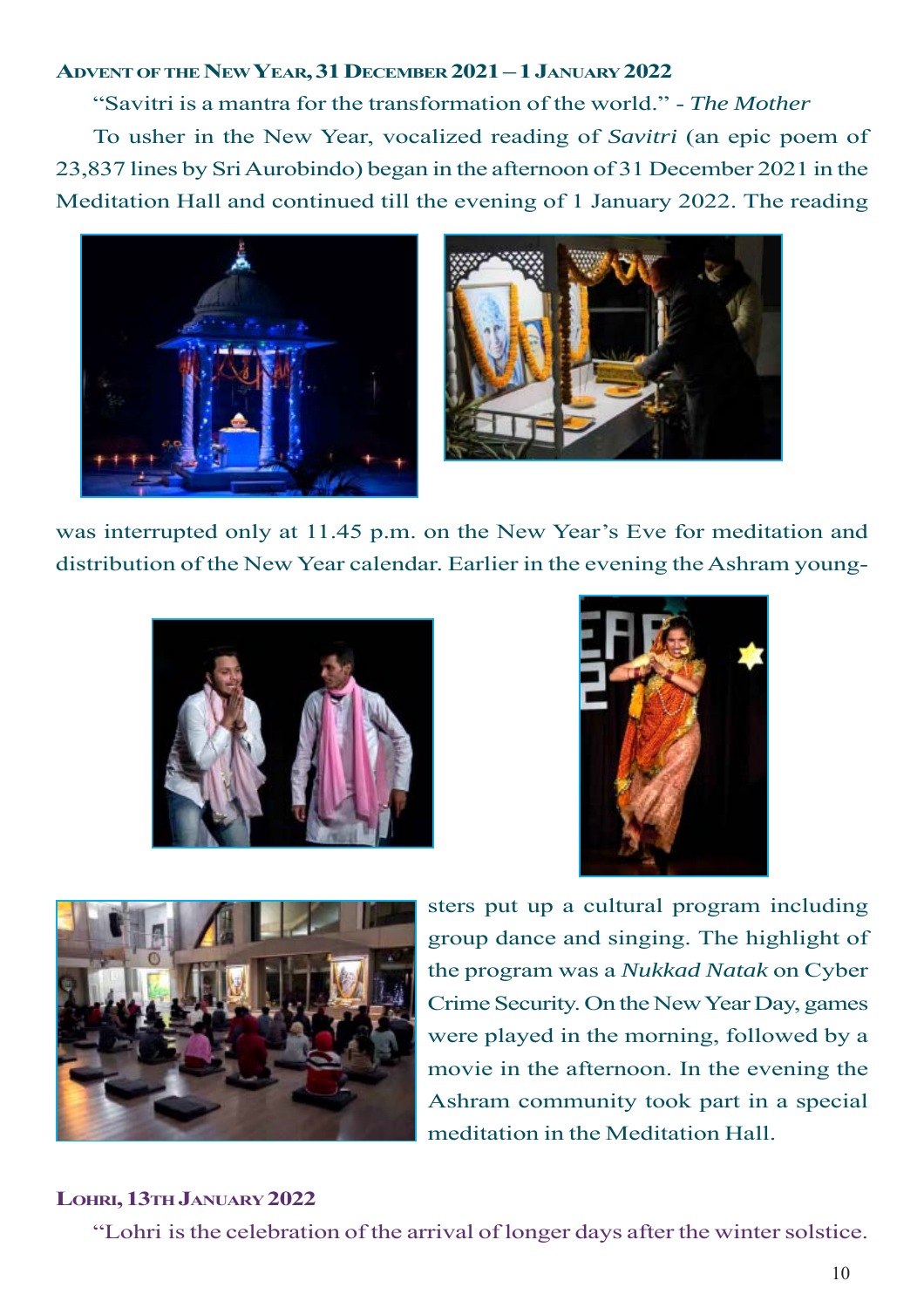### Advent of the New Year, 31 December 2021 – 1 January 2022

"Savitri is a mantra for the transformation of the world." - *The Mother*

To usher in the New Year, vocalized reading of *Savitri* (an epic poem of 23,837 lines by Sri Aurobindo) began in the afternoon of 31 December 2021 in the Meditation Hall and continued till the evening of 1 January 2022. The reading was interrupted only at 11.45 p.m. on the New Year's Eve for meditation and distribution of the New Year calendar. Earlier in the evening the Ashram youngsters put up a cultural program including group dance and singing. The highlight of the program was a *Nukkad Natak* on Cyber Crime Security. On the New Year Day, games were played in the morning, followed by a movie in the afternoon. In the evening the Ashram community took part in a special meditation in the Meditation Hall.

### Lohri, 13th January 2022

"Lohri is the celebration of the arrival of longer days after the winter solstice.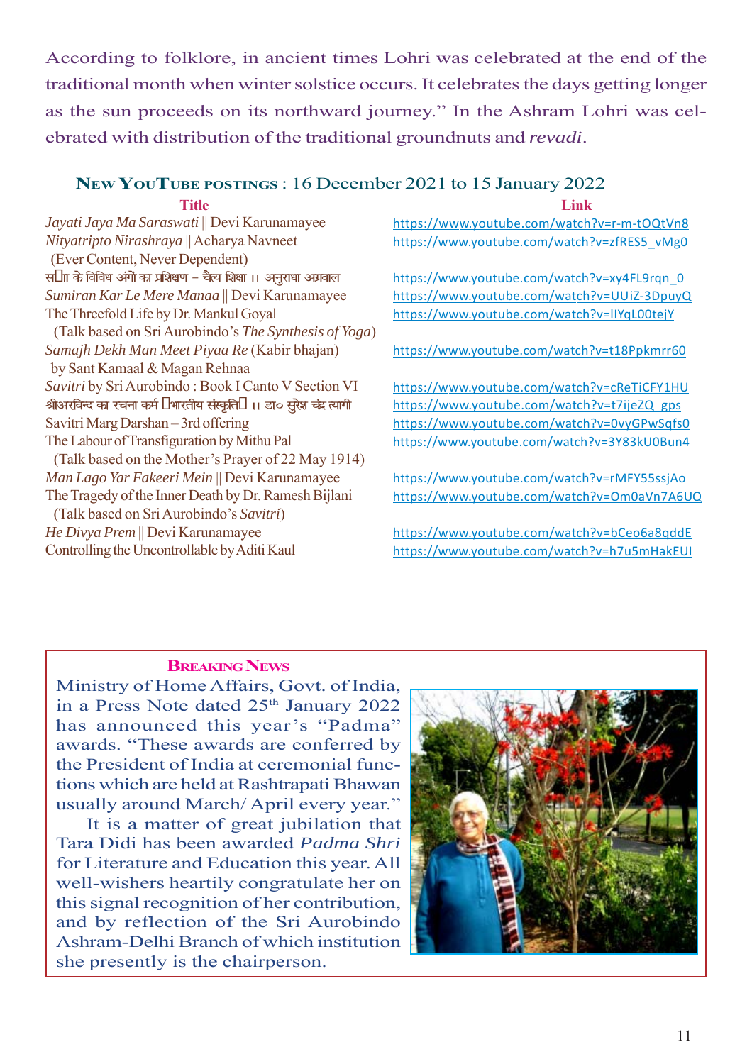According to folklore, in ancient times Lohri was celebrated at the end of the traditional month when winter solstice occurs. It celebrates the days getting longer as the sun proceeds on its northward journey." In the Ashram Lohri was celebrated with distribution of the traditional groundnuts and *revadi*.

## New YouTube postings : 16 December 2021 to 15 January 2022

| Title | Link |
| --- | --- |
| *Jayati Jaya Ma Saraswati* \|\| Devi Karunamayee | https://www.youtube.com/watch?v=r-m-tOQtVn8 |
| *Nityatripto Nirashraya* \|\| Acharya Navneet (Ever Content, Never Dependent) | https://www.youtube.com/watch?v=zfRES5_vMg0 |
| स्ता के विविध अंगों का प्रशिक्षण – चैत्य शिक्षा ।। अनुराधा अग्रवाल | https://www.youtube.com/watch?v=xy4FL9rqn_0 |
| *Sumiran Kar Le Mere Manaa* \|\| Devi Karunamayee | https://www.youtube.com/watch?v=UUiZ-3DpuyQ |
| The Threefold Life by Dr. Mankul Goyal (Talk based on Sri Aurobindo's *The Synthesis of Yoga*) | https://www.youtube.com/watch?v=lIYqL00tejY |
| *Samajh Dekh Man Meet Piyaa Re* (Kabir bhajan) by Sant Kamaal & Magan Rehnaa | https://www.youtube.com/watch?v=t18Ppkmrr60 |
| *Savitri* by Sri Aurobindo : Book I Canto V Section VI | https://www.youtube.com/watch?v=cReTiCFY1HU |
| श्रीअरविन्द का रचना कर्म भारतीय संस्कृति ।। डा० सुरेश चंद्र त्यागी | https://www.youtube.com/watch?v=t7ijeZQ_gps |
| Savitri Marg Darshan – 3rd offering | https://www.youtube.com/watch?v=0vyGPwSqfs0 |
| The Labour of Transfiguration by Mithu Pal (Talk based on the Mother's Prayer of 22 May 1914) | https://www.youtube.com/watch?v=3Y83kU0Bun4 |
| *Man Lago Yar Fakeeri Mein* \|\| Devi Karunamayee | https://www.youtube.com/watch?v=rMFY55ssjAo |
| The Tragedy of the Inner Death by Dr. Ramesh Bijlani (Talk based on Sri Aurobindo's *Savitri*) | https://www.youtube.com/watch?v=Om0aVn7A6UQ |
| *He Divya Prem* \|\| Devi Karunamayee | https://www.youtube.com/watch?v=bCeo6a8qddE |
| Controlling the Uncontrollable by Aditi Kaul | https://www.youtube.com/watch?v=h7u5mHakEUI |

### Breaking News

Ministry of Home Affairs, Govt. of India, in a Press Note dated 25th January 2022 has announced this year's "Padma" awards. "These awards are conferred by the President of India at ceremonial functions which are held at Rashtrapati Bhawan usually around March/ April every year."

It is a matter of great jubilation that Tara Didi has been awarded *Padma Shri* for Literature and Education this year. All well-wishers heartily congratulate her on this signal recognition of her contribution, and by reflection of the Sri Aurobindo Ashram-Delhi Branch of which institution she presently is the chairperson.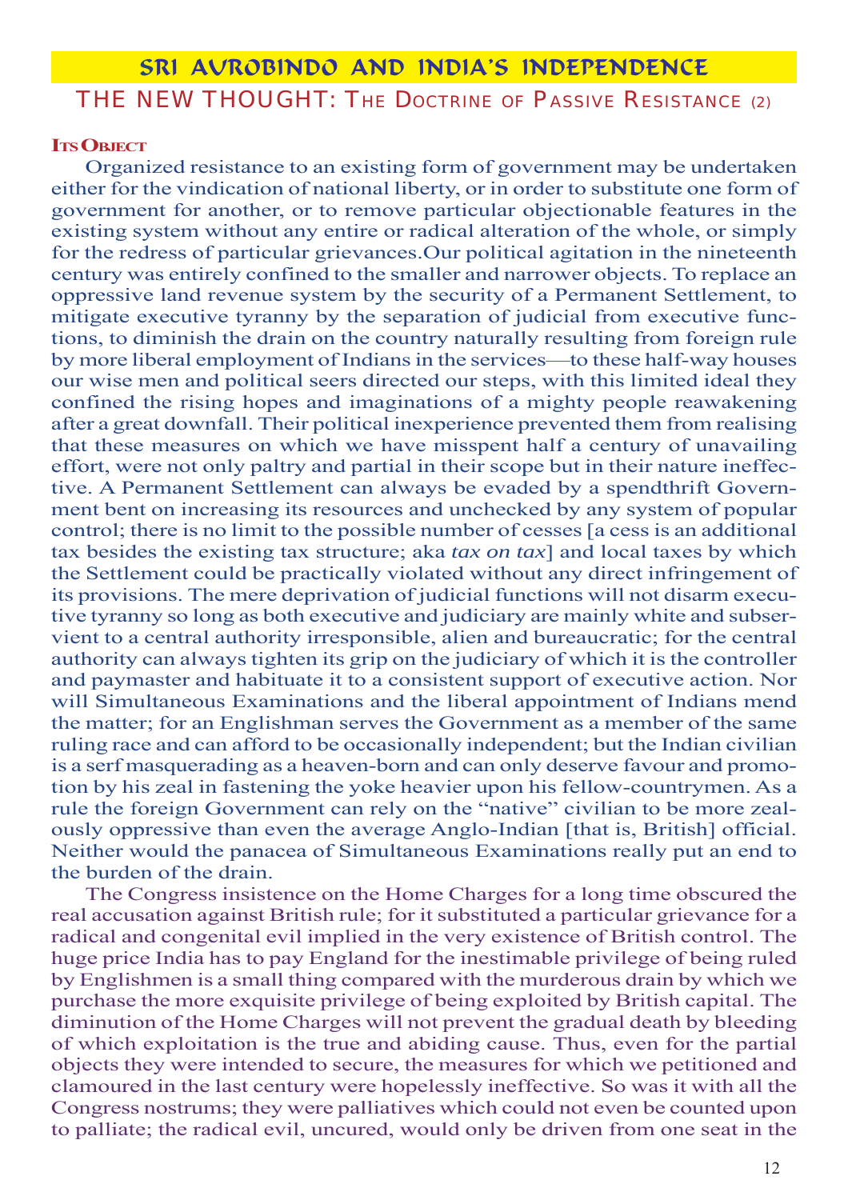## SRI AUROBINDO AND INDIA'S INDEPENDENCE

### THE NEW THOUGHT: The Doctrine of Passive Resistance (2)

**Its Object**

Organized resistance to an existing form of government may be undertaken either for the vindication of national liberty, or in order to substitute one form of government for another, or to remove particular objectionable features in the existing system without any entire or radical alteration of the whole, or simply for the redress of particular grievances.Our political agitation in the nineteenth century was entirely confined to the smaller and narrower objects. To replace an oppressive land revenue system by the security of a Permanent Settlement, to mitigate executive tyranny by the separation of judicial from executive functions, to diminish the drain on the country naturally resulting from foreign rule by more liberal employment of Indians in the services—to these half-way houses our wise men and political seers directed our steps, with this limited ideal they confined the rising hopes and imaginations of a mighty people reawakening after a great downfall. Their political inexperience prevented them from realising that these measures on which we have misspent half a century of unavailing effort, were not only paltry and partial in their scope but in their nature ineffective. A Permanent Settlement can always be evaded by a spendthrift Government bent on increasing its resources and unchecked by any system of popular control; there is no limit to the possible number of cesses [a cess is an additional tax besides the existing tax structure; aka *tax on tax*] and local taxes by which the Settlement could be practically violated without any direct infringement of its provisions. The mere deprivation of judicial functions will not disarm executive tyranny so long as both executive and judiciary are mainly white and subservient to a central authority irresponsible, alien and bureaucratic; for the central authority can always tighten its grip on the judiciary of which it is the controller and paymaster and habituate it to a consistent support of executive action. Nor will Simultaneous Examinations and the liberal appointment of Indians mend the matter; for an Englishman serves the Government as a member of the same ruling race and can afford to be occasionally independent; but the Indian civilian is a serf masquerading as a heaven-born and can only deserve favour and promotion by his zeal in fastening the yoke heavier upon his fellow-countrymen. As a rule the foreign Government can rely on the "native" civilian to be more zealously oppressive than even the average Anglo-Indian [that is, British] official. Neither would the panacea of Simultaneous Examinations really put an end to the burden of the drain.

The Congress insistence on the Home Charges for a long time obscured the real accusation against British rule; for it substituted a particular grievance for a radical and congenital evil implied in the very existence of British control. The huge price India has to pay England for the inestimable privilege of being ruled by Englishmen is a small thing compared with the murderous drain by which we purchase the more exquisite privilege of being exploited by British capital. The diminution of the Home Charges will not prevent the gradual death by bleeding of which exploitation is the true and abiding cause. Thus, even for the partial objects they were intended to secure, the measures for which we petitioned and clamoured in the last century were hopelessly ineffective. So was it with all the Congress nostrums; they were palliatives which could not even be counted upon to palliate; the radical evil, uncured, would only be driven from one seat in the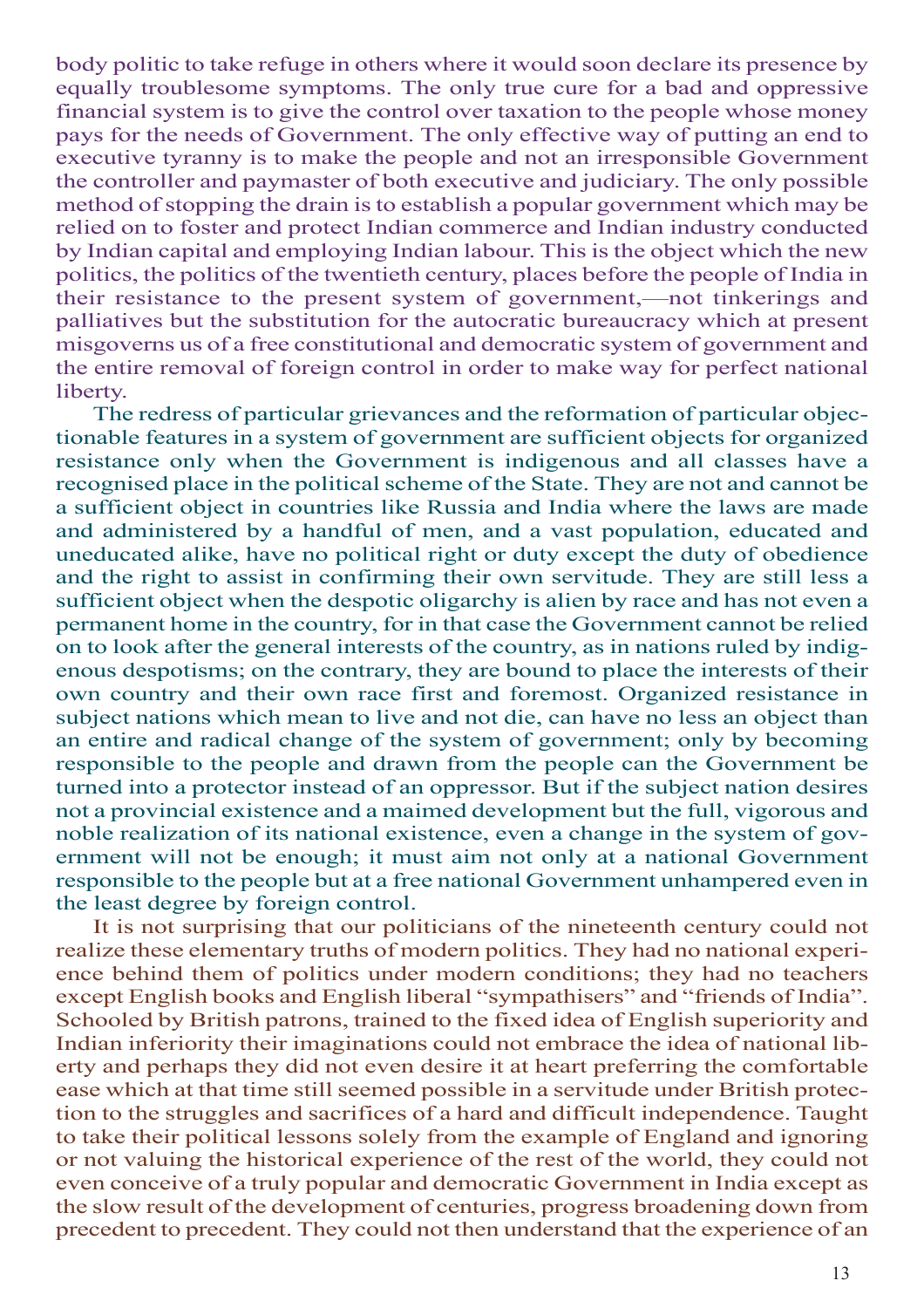body politic to take refuge in others where it would soon declare its presence by equally troublesome symptoms. The only true cure for a bad and oppressive financial system is to give the control over taxation to the people whose money pays for the needs of Government. The only effective way of putting an end to executive tyranny is to make the people and not an irresponsible Government the controller and paymaster of both executive and judiciary. The only possible method of stopping the drain is to establish a popular government which may be relied on to foster and protect Indian commerce and Indian industry conducted by Indian capital and employing Indian labour. This is the object which the new politics, the politics of the twentieth century, places before the people of India in their resistance to the present system of government,—not tinkerings and palliatives but the substitution for the autocratic bureaucracy which at present misgoverns us of a free constitutional and democratic system of government and the entire removal of foreign control in order to make way for perfect national liberty.

The redress of particular grievances and the reformation of particular objectionable features in a system of government are sufficient objects for organized resistance only when the Government is indigenous and all classes have a recognised place in the political scheme of the State. They are not and cannot be a sufficient object in countries like Russia and India where the laws are made and administered by a handful of men, and a vast population, educated and uneducated alike, have no political right or duty except the duty of obedience and the right to assist in confirming their own servitude. They are still less a sufficient object when the despotic oligarchy is alien by race and has not even a permanent home in the country, for in that case the Government cannot be relied on to look after the general interests of the country, as in nations ruled by indigenous despotisms; on the contrary, they are bound to place the interests of their own country and their own race first and foremost. Organized resistance in subject nations which mean to live and not die, can have no less an object than an entire and radical change of the system of government; only by becoming responsible to the people and drawn from the people can the Government be turned into a protector instead of an oppressor. But if the subject nation desires not a provincial existence and a maimed development but the full, vigorous and noble realization of its national existence, even a change in the system of government will not be enough; it must aim not only at a national Government responsible to the people but at a free national Government unhampered even in the least degree by foreign control.

It is not surprising that our politicians of the nineteenth century could not realize these elementary truths of modern politics. They had no national experience behind them of politics under modern conditions; they had no teachers except English books and English liberal "sympathisers" and "friends of India". Schooled by British patrons, trained to the fixed idea of English superiority and Indian inferiority their imaginations could not embrace the idea of national liberty and perhaps they did not even desire it at heart preferring the comfortable ease which at that time still seemed possible in a servitude under British protection to the struggles and sacrifices of a hard and difficult independence. Taught to take their political lessons solely from the example of England and ignoring or not valuing the historical experience of the rest of the world, they could not even conceive of a truly popular and democratic Government in India except as the slow result of the development of centuries, progress broadening down from precedent to precedent. They could not then understand that the experience of an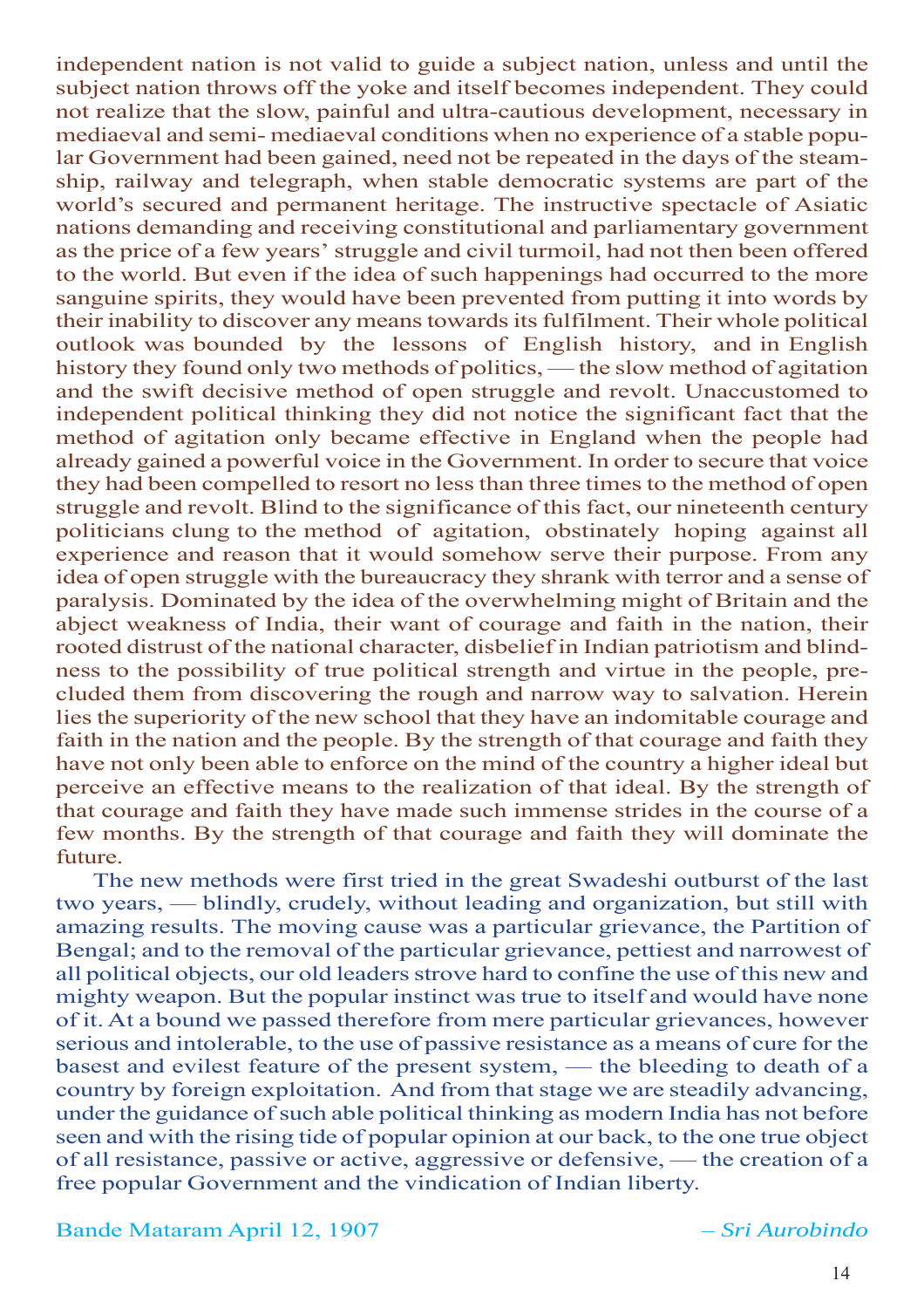independent nation is not valid to guide a subject nation, unless and until the subject nation throws off the yoke and itself becomes independent. They could not realize that the slow, painful and ultra-cautious development, necessary in mediaeval and semi- mediaeval conditions when no experience of a stable popular Government had been gained, need not be repeated in the days of the steamship, railway and telegraph, when stable democratic systems are part of the world's secured and permanent heritage. The instructive spectacle of Asiatic nations demanding and receiving constitutional and parliamentary government as the price of a few years' struggle and civil turmoil, had not then been offered to the world. But even if the idea of such happenings had occurred to the more sanguine spirits, they would have been prevented from putting it into words by their inability to discover any means towards its fulfilment. Their whole political outlook was bounded by the lessons of English history, and in English history they found only two methods of politics, — the slow method of agitation and the swift decisive method of open struggle and revolt. Unaccustomed to independent political thinking they did not notice the significant fact that the method of agitation only became effective in England when the people had already gained a powerful voice in the Government. In order to secure that voice they had been compelled to resort no less than three times to the method of open struggle and revolt. Blind to the significance of this fact, our nineteenth century politicians clung to the method of agitation, obstinately hoping against all experience and reason that it would somehow serve their purpose. From any idea of open struggle with the bureaucracy they shrank with terror and a sense of paralysis. Dominated by the idea of the overwhelming might of Britain and the abject weakness of India, their want of courage and faith in the nation, their rooted distrust of the national character, disbelief in Indian patriotism and blindness to the possibility of true political strength and virtue in the people, precluded them from discovering the rough and narrow way to salvation. Herein lies the superiority of the new school that they have an indomitable courage and faith in the nation and the people. By the strength of that courage and faith they have not only been able to enforce on the mind of the country a higher ideal but perceive an effective means to the realization of that ideal. By the strength of that courage and faith they have made such immense strides in the course of a few months. By the strength of that courage and faith they will dominate the future.

The new methods were first tried in the great Swadeshi outburst of the last two years, — blindly, crudely, without leading and organization, but still with amazing results. The moving cause was a particular grievance, the Partition of Bengal; and to the removal of the particular grievance, pettiest and narrowest of all political objects, our old leaders strove hard to confine the use of this new and mighty weapon. But the popular instinct was true to itself and would have none of it. At a bound we passed therefore from mere particular grievances, however serious and intolerable, to the use of passive resistance as a means of cure for the basest and evilest feature of the present system, — the bleeding to death of a country by foreign exploitation. And from that stage we are steadily advancing, under the guidance of such able political thinking as modern India has not before seen and with the rising tide of popular opinion at our back, to the one true object of all resistance, passive or active, aggressive or defensive, — the creation of a free popular Government and the vindication of Indian liberty.

Bande Mataram April 12, 1907 — *– Sri Aurobindo*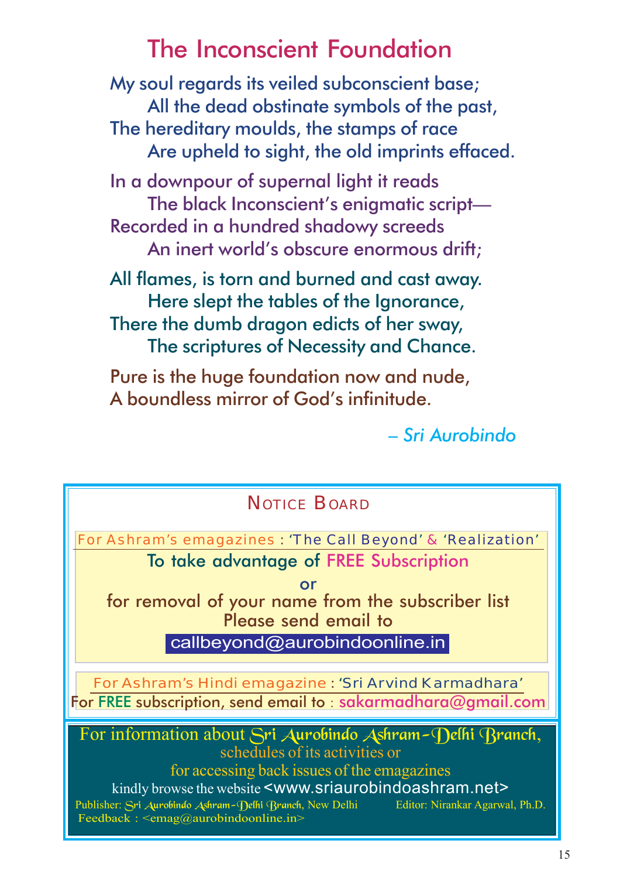# The Inconscient Foundation

My soul regards its veiled subconscient base;
All the dead obstinate symbols of the past,
The hereditary moulds, the stamps of race
Are upheld to sight, the old imprints effaced.

In a downpour of supernal light it reads
The black Inconscient's enigmatic script—
Recorded in a hundred shadowy screeds
An inert world's obscure enormous drift;

All flames, is torn and burned and cast away.
Here slept the tables of the Ignorance,
There the dumb dragon edicts of her sway,
The scriptures of Necessity and Chance.

Pure is the huge foundation now and nude,
A boundless mirror of God's infinitude.

*– Sri Aurobindo*

## Notice Board

For Ashram's emagazines : 'The Call Beyond' & 'Realization'

To take advantage of FREE Subscription
or
for removal of your name from the subscriber list
Please send email to
callbeyond@aurobindoonline.in

For Ashram's Hindi emagazine : 'Sri Arvind Karmadhara'
For FREE subscription, send email to : sakarmadhara@gmail.com

For information about Sri Aurobindo Ashram-Delhi Branch,
schedules of its activities or
for accessing back issues of the emagazines
kindly browse the website <www.sriaurobindoashram.net>

Publisher: Sri Aurobindo Ashram-Delhi Branch, New Delhi
Editor: Nirankar Agarwal, Ph.D.
Feedback : <emag@aurobindoonline.in>